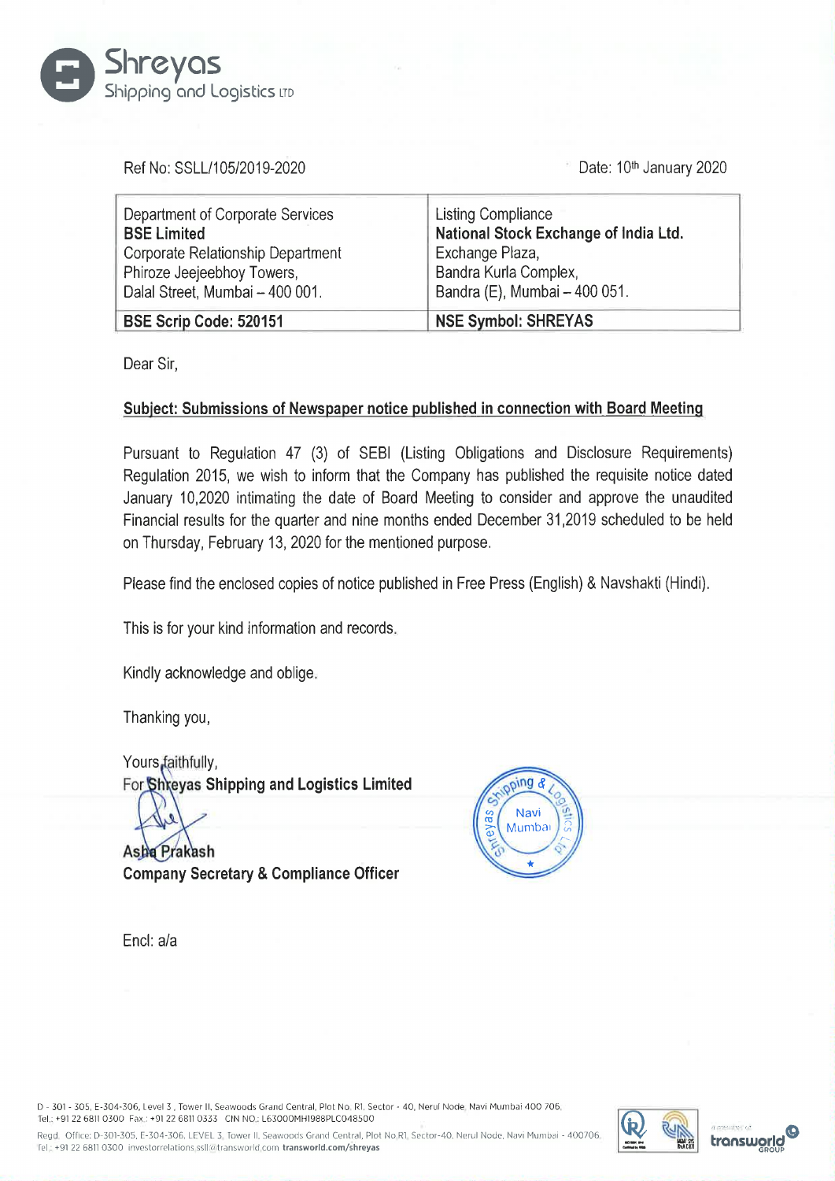Shreyas
Shipping and Logistics LTD

Ref No: SSLL/105/2019-2020

Date: 10th January 2020

| Department of Corporate Services<br>**BSE Limited**<br>Corporate Relationship Department<br>Phiroze Jeejeebhoy Towers,<br>Dalal Street, Mumbai – 400 001. | Listing Compliance<br>**National Stock Exchange of India Ltd.**<br>Exchange Plaza,<br>Bandra Kurla Complex,<br>Bandra (E), Mumbai – 400 051. |
|---|---|
| **BSE Scrip Code: 520151** | **NSE Symbol: SHREYAS** |

Dear Sir,

**Subject: Submissions of Newspaper notice published in connection with Board Meeting**

Pursuant to Regulation 47 (3) of SEBI (Listing Obligations and Disclosure Requirements) Regulation 2015, we wish to inform that the Company has published the requisite notice dated January 10,2020 intimating the date of Board Meeting to consider and approve the unaudited Financial results for the quarter and nine months ended December 31,2019 scheduled to be held on Thursday, February 13, 2020 for the mentioned purpose.

Please find the enclosed copies of notice published in Free Press (English) & Navshakti (Hindi).

This is for your kind information and records.

Kindly acknowledge and oblige.

Thanking you,

Yours faithfully,
For **Shreyas Shipping and Logistics Limited**

**Asha Prakash**
**Company Secretary & Compliance Officer**

Encl: a/a

D - 301 - 305, E-304-306, Level 3 , Tower II, Seawoods Grand Central, Plot No. R1, Sector - 40, Nerul Node, Navi Mumbai 400 706.
Tel.: +91 22 6811 0300 Fax.: +91 22 6811 0333 CIN NO.: L63000MH1988PLC048500

Regd. Office: D-301-305, E-304-306, LEVEL 3, Tower II, Seawoods Grand Central, Plot No.R1, Sector-40, Nerul Node, Navi Mumbai - 400706.
Tel.: +91 22 6811 0300 investorrelations.ssll@transworld.com **transworld.com/shreyas**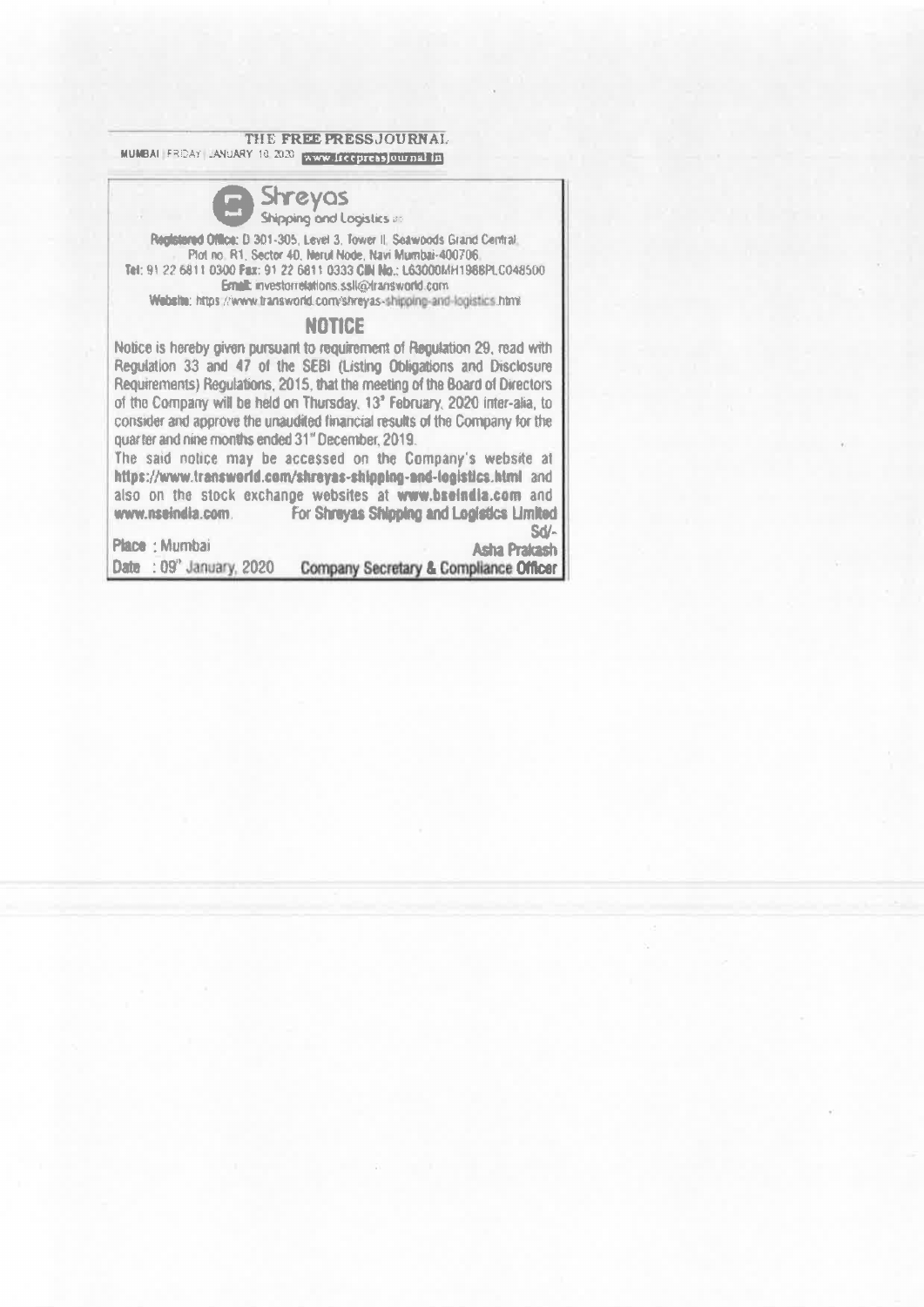THE FREE PRESS JOURNAL
MUMBAI | FRIDAY | JANUARY 10, 2020 www.freepressjournal.in

# Shreyas
Shipping and Logistics

**Registered Office:** D 301-305, Level 3, Tower II, Seawoods Grand Central, Plot no. R1, Sector 40, Nerul Node, Navi Mumbai-400706.
**Tel:** 91 22 6811 0300 **Fax:** 91 22 6811 0333 **CIN No.:** L63000MH1988PLC048500
**Email:** investorrelations.ssll@transworld.com
**Website:** https://www.transworld.com/shreyas-shipping-and-logistics.html

## NOTICE

Notice is hereby given pursuant to requirement of Regulation 29, read with Regulation 33 and 47 of the SEBI (Listing Obligations and Disclosure Requirements) Regulations, 2015, that the meeting of the Board of Directors of the Company will be held on Thursday, 13th February, 2020 inter-alia, to consider and approve the unaudited financial results of the Company for the quarter and nine months ended 31st December, 2019.

The said notice may be accessed on the Company's website at **https://www.transworld.com/shreyas-shipping-and-logistics.html** and also on the stock exchange websites at **www.bseindia.com** and **www.nseindia.com**.

For Shreyas Shipping and Logistics Limited

Sd/-

Asha Prakash

Company Secretary & Compliance Officer

Place : Mumbai
Date : 09th January, 2020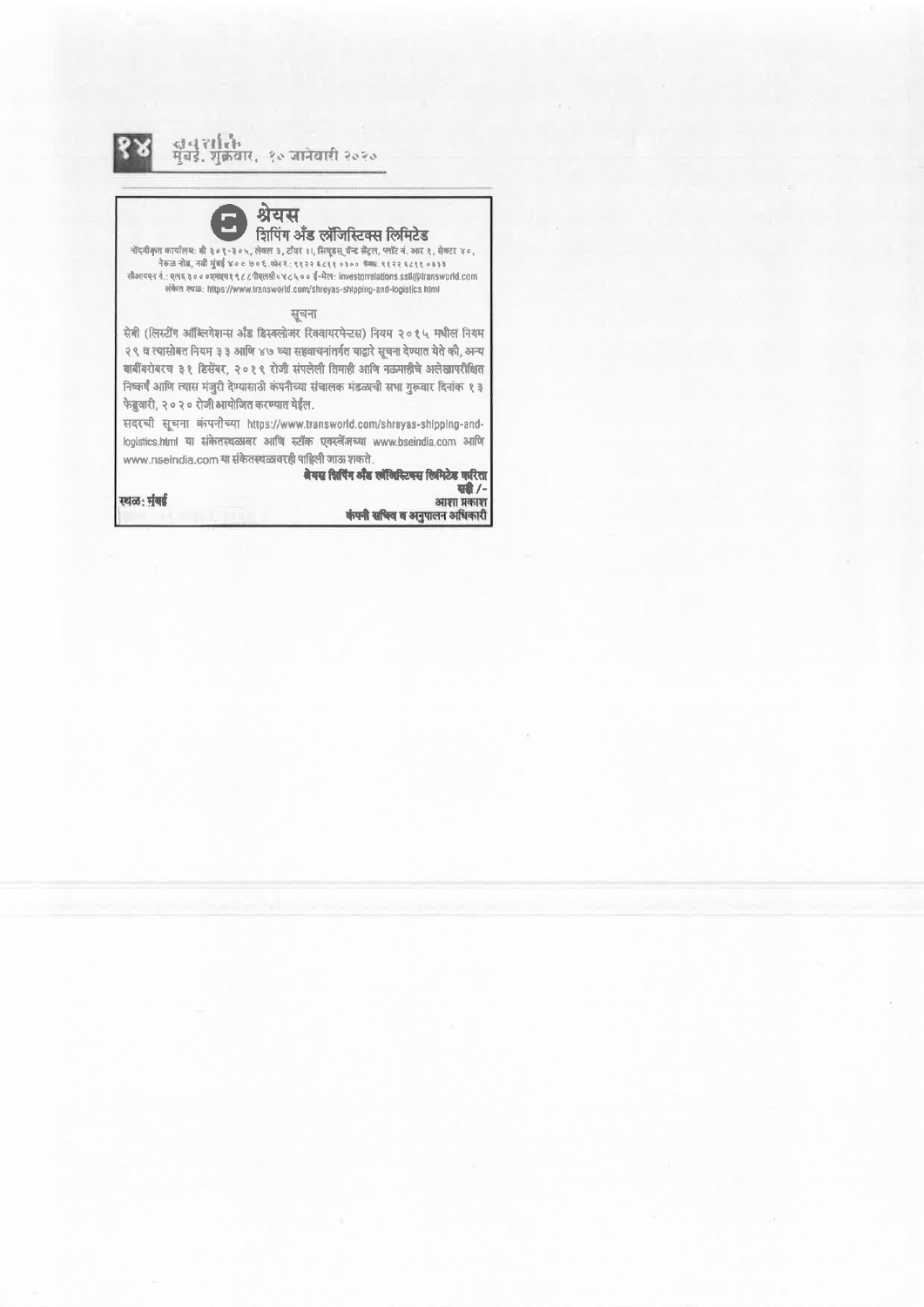१४ नवशक्ति मुंबई, शुक्रवार, १० जानेवारी २०२०

# श्रेयस
## शिपिंग अँड लॉजिस्टिक्स लिमिटेड

नोंदणीकृत कार्यालय: श्री ३०१-३०५, लेवल ३, टॉवर I, सिवुड्स ग्रॅन्ड सेंट्रल, प्लॉट नं. आर १, सेक्टर ४०, नेरुळ नोड, नवी मुंबई ४०० ७०६. फोन नं.: ९१२२ ६८११ ०३०० फॅक्स. ९१२२ ६८११ ०३३३
सीआयएन नं.: एल६३०००एमएच१९८८पीएलसी०४८५०० ई-मेल: investorrelations.ssll@transworld.com
संकेत स्थळ: https://www.transworld.com/shreyas-shipping-and-logistics.html

### सूचना

सेबी (लिस्टींग ऑब्लिगेशन्स अँड डिस्क्लोजर रिक्वायरमेन्ट्स) नियम २०१५ मधील नियम २९ व त्यासोबत नियम ३३ आणि ४७ च्या सहवाचनांतर्गत याद्वारे सूचना देण्यात येते की, अन्य बाबींबरोबरच ३१ डिसेंबर, २०१९ रोजी संपलेली तिमाही आणि नऊमाहीचे अलेखापरीक्षित निष्कर्ष आणि त्यास मंजुरी देण्यासाठी कंपनीच्या संचालक मंडळाची सभा गुरूवार दिनांक १३ फेब्रुवारी, २०२० रोजी आयोजित करण्यात येईल.

सदरची सूचना कंपनीच्या https://www.transworld.com/shreyas-shipping-and-logistics.html या संकेतस्थळावर आणि स्टॉक एक्स्चेंजच्या www.bseindia.com आणि www.nseindia.com या संकेतस्थळावरही पाहिली जाऊ शकते.

श्रेयस शिपिंग अँड लॉजिस्टिक्स लिमिटेड करिता
सही /-
आशा प्रकाश
कंपनी सचिव व अनुपालन अधिकारी

स्थळ: मुंबई